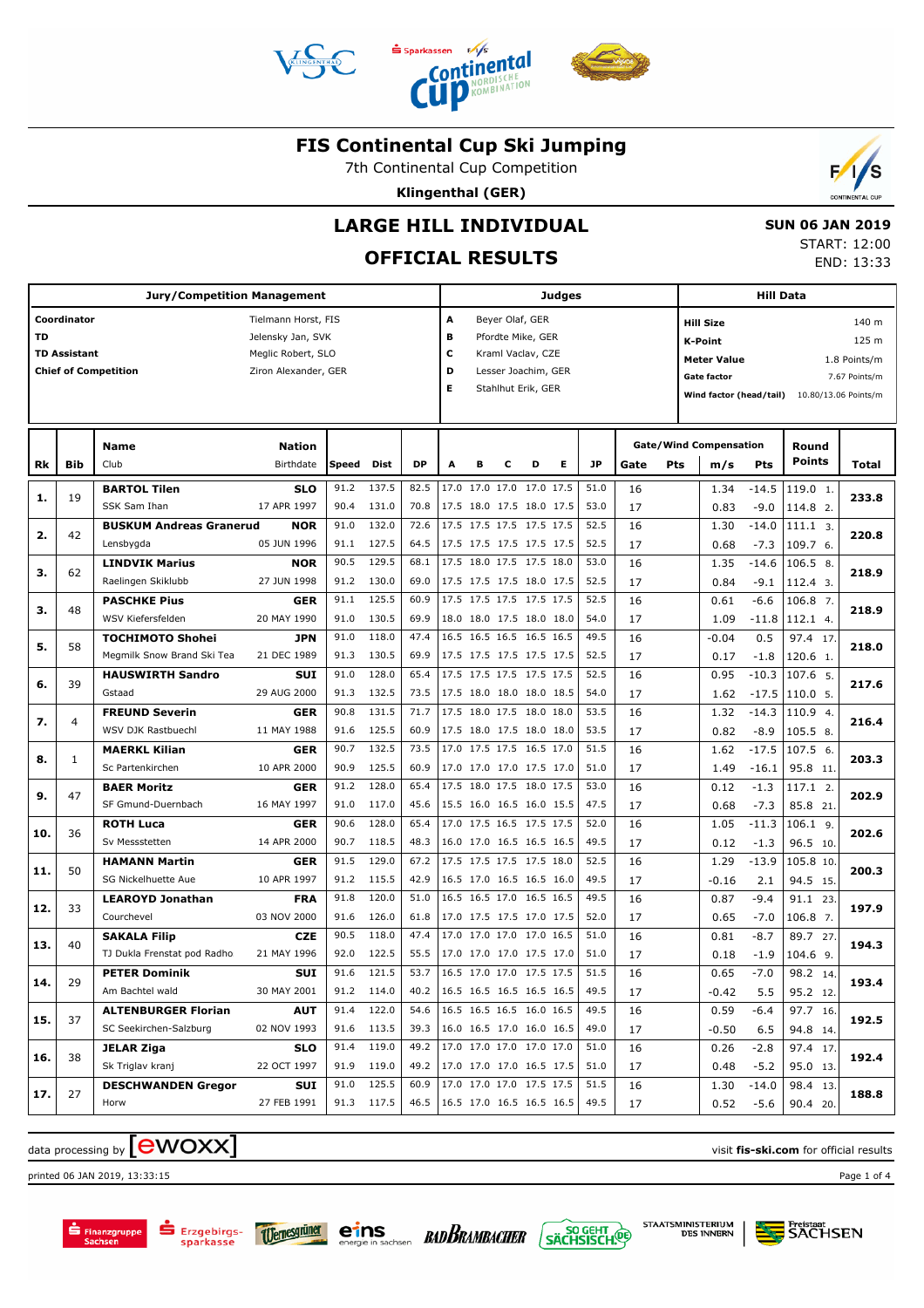# FIS Continental Cup Ski Jumping

7th Continental Cup Competition

**Klingenthal (GER)**

## LARGE HILL INDIVIDUAL

## OFFICIAL RESULTS

**SUN 06 JAN 2019**
START: 12:00
END: 13:33

| Jury/Competition Management | | Judges | | Hill Data | |
|---|---|---|---|---|---|
| **Coordinator** | Tielmann Horst, FIS | **A** | Beyer Olaf, GER | **Hill Size** | 140 m |
| **TD** | Jelensky Jan, SVK | **B** | Pfordte Mike, GER | **K-Point** | 125 m |
| **TD Assistant** | Meglic Robert, SLO | **C** | Kraml Vaclav, CZE | **Meter Value** | 1.8 Points/m |
| **Chief of Competition** | Ziron Alexander, GER | **D** | Lesser Joachim, GER | **Gate factor** | 7.67 Points/m |
| | | **E** | Stahlhut Erik, GER | **Wind factor (head/tail)** | 10.80/13.06 Points/m |

| Rk | Bib | Name / Club | Nation / Birthdate | Speed | Dist | DP | A | B | C | D | E | JP | Gate | Pts | m/s | Pts | Round Points | Total |
|---|---|---|---|---|---|---|---|---|---|---|---|---|---|---|---|---|---|---|
| **1.** | 19 | **BARTOL Tilen** | **SLO** | 91.2 | 137.5 | 82.5 | 17.0 | 17.0 | 17.0 | 17.0 | 17.5 | 51.0 | 16 | | 1.34 | -14.5 | 119.0 1. | **233.8** |
| | | SSK Sam Ihan | 17 APR 1997 | 90.4 | 131.0 | 70.8 | 17.5 | 18.0 | 17.5 | 18.0 | 17.5 | 53.0 | 17 | | 0.83 | -9.0 | 114.8 2. | |
| **2.** | 42 | **BUSKUM Andreas Granerud** | **NOR** | 91.0 | 132.0 | 72.6 | 17.5 | 17.5 | 17.5 | 17.5 | 17.5 | 52.5 | 16 | | 1.30 | -14.0 | 111.1 3. | **220.8** |
| | | Lensbygda | 05 JUN 1996 | 91.1 | 127.5 | 64.5 | 17.5 | 17.5 | 17.5 | 17.5 | 17.5 | 52.5 | 17 | | 0.68 | -7.3 | 109.7 6. | |
| **3.** | 62 | **LINDVIK Marius** | **NOR** | 90.5 | 129.5 | 68.1 | 17.5 | 18.0 | 17.5 | 17.5 | 18.0 | 53.0 | 16 | | 1.35 | -14.6 | 106.5 8. | **218.9** |
| | | Raelingen Skiklubb | 27 JUN 1998 | 91.2 | 130.0 | 69.0 | 17.5 | 17.5 | 17.5 | 18.0 | 17.5 | 52.5 | 17 | | 0.84 | -9.1 | 112.4 3. | |
| **3.** | 48 | **PASCHKE Pius** | **GER** | 91.1 | 125.5 | 60.9 | 17.5 | 17.5 | 17.5 | 17.5 | 17.5 | 52.5 | 16 | | 0.61 | -6.6 | 106.8 7. | **218.9** |
| | | WSV Kiefersfelden | 20 MAY 1990 | 91.0 | 130.5 | 69.9 | 18.0 | 18.0 | 17.5 | 18.0 | 18.0 | 54.0 | 17 | | 1.09 | -11.8 | 112.1 4. | |
| **5.** | 58 | **TOCHIMOTO Shohei** | **JPN** | 91.0 | 118.0 | 47.4 | 16.5 | 16.5 | 16.5 | 16.5 | 16.5 | 49.5 | 16 | | -0.04 | 0.5 | 97.4 17. | **218.0** |
| | | Megmilk Snow Brand Ski Tea | 21 DEC 1989 | 91.3 | 130.5 | 69.9 | 17.5 | 17.5 | 17.5 | 17.5 | 17.5 | 52.5 | 17 | | 0.17 | -1.8 | 120.6 1. | |
| **6.** | 39 | **HAUSWIRTH Sandro** | **SUI** | 91.0 | 128.0 | 65.4 | 17.5 | 17.5 | 17.5 | 17.5 | 17.5 | 52.5 | 16 | | 0.95 | -10.3 | 107.6 5. | **217.6** |
| | | Gstaad | 29 AUG 2000 | 91.3 | 132.5 | 73.5 | 17.5 | 18.0 | 18.0 | 18.0 | 18.5 | 54.0 | 17 | | 1.62 | -17.5 | 110.0 5. | |
| **7.** | 4 | **FREUND Severin** | **GER** | 90.8 | 131.5 | 71.7 | 17.5 | 18.0 | 17.5 | 18.0 | 18.0 | 53.5 | 16 | | 1.32 | -14.3 | 110.9 4. | **216.4** |
| | | WSV DJK Rastbuechl | 11 MAY 1988 | 91.6 | 125.5 | 60.9 | 17.5 | 18.0 | 17.5 | 18.0 | 18.0 | 53.5 | 17 | | 0.82 | -8.9 | 105.5 8. | |
| **8.** | 1 | **MAERKL Kilian** | **GER** | 90.7 | 132.5 | 73.5 | 17.0 | 17.5 | 17.5 | 16.5 | 17.0 | 51.5 | 16 | | 1.62 | -17.5 | 107.5 6. | **203.3** |
| | | Sc Partenkirchen | 10 APR 2000 | 90.9 | 125.5 | 60.9 | 17.0 | 17.0 | 17.0 | 17.5 | 17.0 | 51.0 | 17 | | 1.49 | -16.1 | 95.8 11. | |
| **9.** | 47 | **BAER Moritz** | **GER** | 91.2 | 128.0 | 65.4 | 17.5 | 18.0 | 17.5 | 18.0 | 17.5 | 53.0 | 16 | | 0.12 | -1.3 | 117.1 2. | **202.9** |
| | | SF Gmund-Duernbach | 16 MAY 1997 | 91.0 | 117.0 | 45.6 | 15.5 | 16.0 | 16.5 | 16.0 | 15.5 | 47.5 | 17 | | 0.68 | -7.3 | 85.8 21. | |
| **10.** | 36 | **ROTH Luca** | **GER** | 90.6 | 128.0 | 65.4 | 17.0 | 17.5 | 16.5 | 17.5 | 17.5 | 52.0 | 16 | | 1.05 | -11.3 | 106.1 9. | **202.6** |
| | | Sv Messstetten | 14 APR 2000 | 90.7 | 118.5 | 48.3 | 16.0 | 17.0 | 16.5 | 16.5 | 16.5 | 49.5 | 17 | | 0.12 | -1.3 | 96.5 10. | |
| **11.** | 50 | **HAMANN Martin** | **GER** | 91.5 | 129.0 | 67.2 | 17.5 | 17.5 | 17.5 | 17.5 | 18.0 | 52.5 | 16 | | 1.29 | -13.9 | 105.8 10. | **200.3** |
| | | SG Nickelhuette Aue | 10 APR 1997 | 91.2 | 115.5 | 42.9 | 16.5 | 17.0 | 16.5 | 16.5 | 16.0 | 49.5 | 17 | | -0.16 | 2.1 | 94.5 15. | |
| **12.** | 33 | **LEAROYD Jonathan** | **FRA** | 91.8 | 120.0 | 51.0 | 16.5 | 16.5 | 17.0 | 16.5 | 16.5 | 49.5 | 16 | | 0.87 | -9.4 | 91.1 23. | **197.9** |
| | | Courchevel | 03 NOV 2000 | 91.6 | 126.0 | 61.8 | 17.0 | 17.5 | 17.5 | 17.0 | 17.5 | 52.0 | 17 | | 0.65 | -7.0 | 106.8 7. | |
| **13.** | 40 | **SAKALA Filip** | **CZE** | 90.5 | 118.0 | 47.4 | 17.0 | 17.0 | 17.0 | 17.0 | 16.5 | 51.0 | 16 | | 0.81 | -8.7 | 89.7 27. | **194.3** |
| | | TJ Dukla Frenstat pod Radho | 21 MAY 1996 | 92.0 | 122.5 | 55.5 | 17.0 | 17.0 | 17.0 | 17.5 | 17.0 | 51.0 | 17 | | 0.18 | -1.9 | 104.6 9. | |
| **14.** | 29 | **PETER Dominik** | **SUI** | 91.6 | 121.5 | 53.7 | 16.5 | 17.0 | 17.0 | 17.5 | 17.5 | 51.5 | 16 | | 0.65 | -7.0 | 98.2 14. | **193.4** |
| | | Am Bachtel wald | 30 MAY 2001 | 91.2 | 114.0 | 40.2 | 16.5 | 16.5 | 16.5 | 16.5 | 16.5 | 49.5 | 17 | | -0.42 | 5.5 | 95.2 12. | |
| **15.** | 37 | **ALTENBURGER Florian** | **AUT** | 91.4 | 122.0 | 54.6 | 16.5 | 16.5 | 16.5 | 16.0 | 16.5 | 49.5 | 16 | | 0.59 | -6.4 | 97.7 16. | **192.5** |
| | | SC Seekirchen-Salzburg | 02 NOV 1993 | 91.6 | 113.5 | 39.3 | 16.0 | 16.5 | 17.0 | 16.0 | 16.5 | 49.0 | 17 | | -0.50 | 6.5 | 94.8 14. | |
| **16.** | 38 | **JELAR Ziga** | **SLO** | 91.4 | 119.0 | 49.2 | 17.0 | 17.0 | 17.0 | 17.0 | 17.0 | 51.0 | 16 | | 0.26 | -2.8 | 97.4 17. | **192.4** |
| | | Sk Triglav kranj | 22 OCT 1997 | 91.9 | 119.0 | 49.2 | 17.0 | 17.0 | 17.0 | 16.5 | 17.5 | 51.0 | 17 | | 0.48 | -5.2 | 95.0 13. | |
| **17.** | 27 | **DESCHWANDEN Gregor** | **SUI** | 91.0 | 125.5 | 60.9 | 17.0 | 17.0 | 17.0 | 17.5 | 17.5 | 51.5 | 16 | | 1.30 | -14.0 | 98.4 13. | **188.8** |
| | | Horw | 27 FEB 1991 | 91.3 | 117.5 | 46.5 | 16.5 | 17.0 | 16.5 | 16.5 | 16.5 | 49.5 | 17 | | 0.52 | -5.6 | 90.4 20. | |

data processing by ewoxx — visit **fis-ski.com** for official results

printed 06 JAN 2019, 13:33:15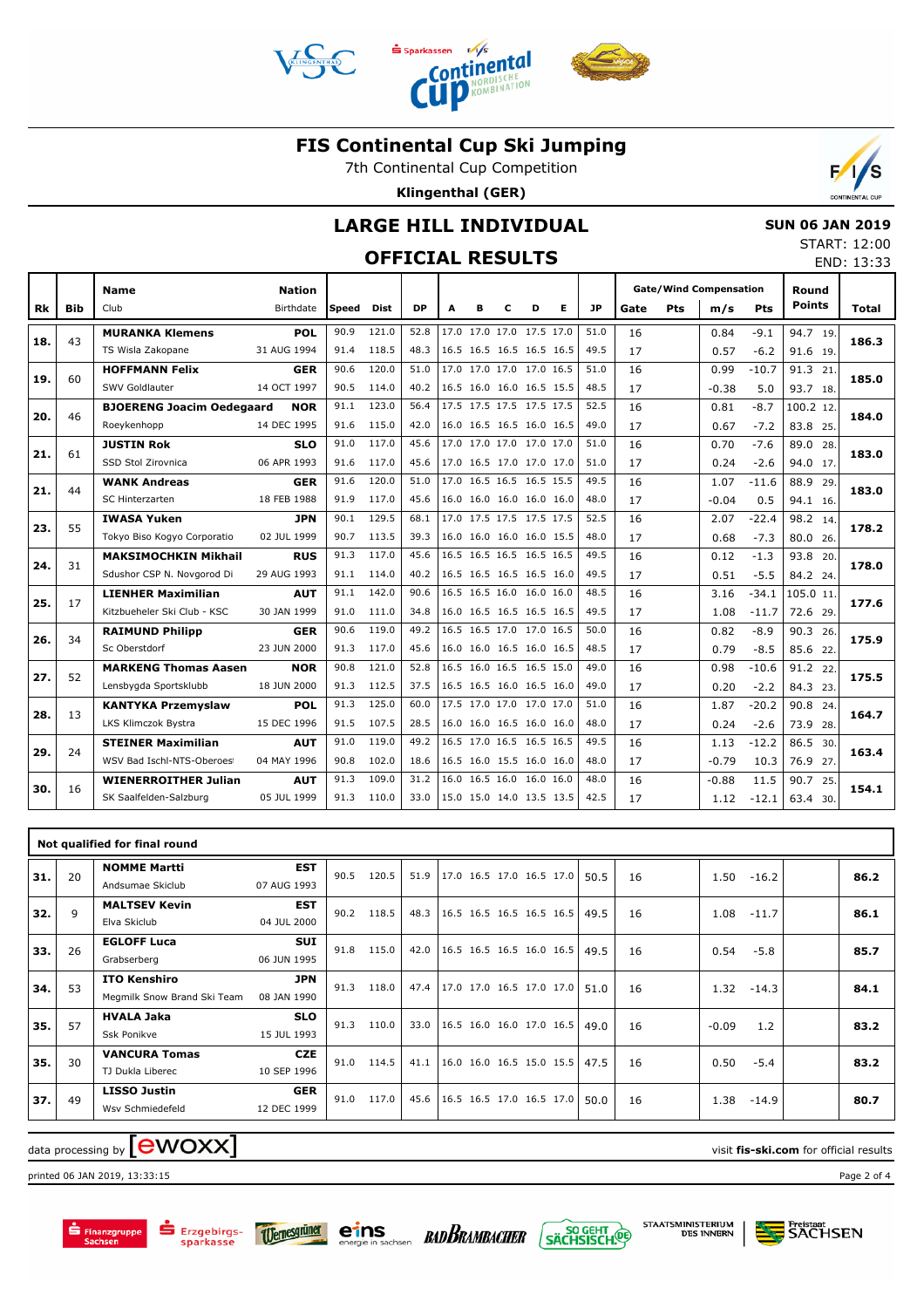# FIS Continental Cup Ski Jumping

7th Continental Cup Competition

**Klingenthal (GER)**

## LARGE HILL INDIVIDUAL

## OFFICIAL RESULTS

**SUN 06 JAN 2019**

START: 12:00

END: 13:33

| Rk | Bib | Name / Club | Nation / Birthdate | Speed | Dist | DP | A | B | C | D | E | JP | Gate | Pts | m/s | Pts | Round Points | Total |
|---|---|---|---|---|---|---|---|---|---|---|---|---|---|---|---|---|---|---|
| 18. | 43 | **MURANKA Klemens** | **POL** | 90.9 | 121.0 | 52.8 | 17.0 | 17.0 | 17.0 | 17.5 | 17.0 | 51.0 | 16 | | 0.84 | -9.1 | 94.7 19. | **186.3** |
| | | TS Wisla Zakopane | 31 AUG 1994 | 91.4 | 118.5 | 48.3 | 16.5 | 16.5 | 16.5 | 16.5 | 16.5 | 49.5 | 17 | | 0.57 | -6.2 | 91.6 19. | |
| 19. | 60 | **HOFFMANN Felix** | **GER** | 90.6 | 120.0 | 51.0 | 17.0 | 17.0 | 17.0 | 17.0 | 16.5 | 51.0 | 16 | | 0.99 | -10.7 | 91.3 21. | **185.0** |
| | | SWV Goldlauter | 14 OCT 1997 | 90.5 | 114.0 | 40.2 | 16.5 | 16.0 | 16.0 | 16.5 | 15.5 | 48.5 | 17 | | -0.38 | 5.0 | 93.7 18. | |
| 20. | 46 | **BJOERENG Joacim Oedegaard** | **NOR** | 91.1 | 123.0 | 56.4 | 17.5 | 17.5 | 17.5 | 17.5 | 17.5 | 52.5 | 16 | | 0.81 | -8.7 | 100.2 12. | **184.0** |
| | | Roeykenhopp | 14 DEC 1995 | 91.6 | 115.0 | 42.0 | 16.0 | 16.5 | 16.5 | 16.0 | 16.5 | 49.0 | 17 | | 0.67 | -7.2 | 83.8 25. | |
| 21. | 61 | **JUSTIN Rok** | **SLO** | 91.0 | 117.0 | 45.6 | 17.0 | 17.0 | 17.0 | 17.0 | 17.0 | 51.0 | 16 | | 0.70 | -7.6 | 89.0 28. | **183.0** |
| | | SSD Stol Zirovnica | 06 APR 1993 | 91.6 | 117.0 | 45.6 | 17.0 | 16.5 | 17.0 | 17.0 | 17.0 | 51.0 | 17 | | 0.24 | -2.6 | 94.0 17. | |
| 21. | 44 | **WANK Andreas** | **GER** | 91.6 | 120.0 | 51.0 | 17.0 | 16.5 | 16.5 | 16.5 | 15.5 | 49.5 | 16 | | 1.07 | -11.6 | 88.9 29. | **183.0** |
| | | SC Hinterzarten | 18 FEB 1988 | 91.9 | 117.0 | 45.6 | 16.0 | 16.0 | 16.0 | 16.0 | 16.0 | 48.0 | 17 | | -0.04 | 0.5 | 94.1 16. | |
| 23. | 55 | **IWASA Yuken** | **JPN** | 90.1 | 129.5 | 68.1 | 17.0 | 17.5 | 17.5 | 17.5 | 17.5 | 52.5 | 16 | | 2.07 | -22.4 | 98.2 14. | **178.2** |
| | | Tokyo Biso Kogyo Corporatio | 02 JUL 1999 | 90.7 | 113.5 | 39.3 | 16.0 | 16.0 | 16.0 | 16.0 | 15.5 | 48.0 | 17 | | 0.68 | -7.3 | 80.0 26. | |
| 24. | 31 | **MAKSIMOCHKIN Mikhail** | **RUS** | 91.3 | 117.0 | 45.6 | 16.5 | 16.5 | 16.5 | 16.5 | 16.5 | 49.5 | 16 | | 0.12 | -1.3 | 93.8 20. | **178.0** |
| | | Sdushor CSP N. Novgorod Di | 29 AUG 1993 | 91.1 | 114.0 | 40.2 | 16.5 | 16.5 | 16.5 | 16.5 | 16.0 | 49.5 | 17 | | 0.51 | -5.5 | 84.2 24. | |
| 25. | 17 | **LIENHER Maximilian** | **AUT** | 91.1 | 142.0 | 90.6 | 16.5 | 16.5 | 16.0 | 16.0 | 16.0 | 48.5 | 16 | | 3.16 | -34.1 | 105.0 11. | **177.6** |
| | | Kitzbueheler Ski Club - KSC | 30 JAN 1999 | 91.0 | 111.0 | 34.8 | 16.0 | 16.5 | 16.5 | 16.5 | 16.5 | 49.5 | 17 | | 1.08 | -11.7 | 72.6 29. | |
| 26. | 34 | **RAIMUND Philipp** | **GER** | 90.6 | 119.0 | 49.2 | 16.5 | 16.5 | 17.0 | 17.0 | 16.5 | 50.0 | 16 | | 0.82 | -8.9 | 90.3 26. | **175.9** |
| | | Sc Oberstdorf | 23 JUN 2000 | 91.3 | 117.0 | 45.6 | 16.0 | 16.0 | 16.5 | 16.0 | 16.5 | 48.5 | 17 | | 0.79 | -8.5 | 85.6 22. | |
| 27. | 52 | **MARKENG Thomas Aasen** | **NOR** | 90.8 | 121.0 | 52.8 | 16.5 | 16.0 | 16.5 | 16.5 | 15.0 | 49.0 | 16 | | 0.98 | -10.6 | 91.2 22. | **175.5** |
| | | Lensbygda Sportsklubb | 18 JUN 2000 | 91.3 | 112.5 | 37.5 | 16.5 | 16.5 | 16.0 | 16.5 | 16.0 | 49.0 | 17 | | 0.20 | -2.2 | 84.3 23. | |
| 28. | 13 | **KANTYKA Przemyslaw** | **POL** | 91.3 | 125.0 | 60.0 | 17.5 | 17.0 | 17.0 | 17.0 | 17.0 | 51.0 | 16 | | 1.87 | -20.2 | 90.8 24. | **164.7** |
| | | LKS Klimczok Bystra | 15 DEC 1996 | 91.5 | 107.5 | 28.5 | 16.0 | 16.0 | 16.5 | 16.0 | 16.0 | 48.0 | 17 | | 0.24 | -2.6 | 73.9 28. | |
| 29. | 24 | **STEINER Maximilian** | **AUT** | 91.0 | 119.0 | 49.2 | 16.5 | 17.0 | 16.5 | 16.5 | 16.5 | 49.5 | 16 | | 1.13 | -12.2 | 86.5 30. | **163.4** |
| | | WSV Bad Ischl-NTS-Oberoes | 04 MAY 1996 | 90.8 | 102.0 | 18.6 | 16.5 | 16.0 | 15.5 | 16.0 | 16.0 | 48.0 | 17 | | -0.79 | 10.3 | 76.9 27. | |
| 30. | 16 | **WIENERROITHER Julian** | **AUT** | 91.3 | 109.0 | 31.2 | 16.0 | 16.5 | 16.0 | 16.0 | 16.0 | 48.0 | 16 | | -0.88 | 11.5 | 90.7 25. | **154.1** |
| | | SK Saalfelden-Salzburg | 05 JUL 1999 | 91.3 | 110.0 | 33.0 | 15.0 | 15.0 | 14.0 | 13.5 | 13.5 | 42.5 | 17 | | 1.12 | -12.1 | 63.4 30. | |

**Not qualified for final round**

| Rk | Bib | Name / Club | Nation / Birthdate | Speed | Dist | DP | A | B | C | D | E | JP | Gate | Pts | m/s | Pts | Round Points | Total |
|---|---|---|---|---|---|---|---|---|---|---|---|---|---|---|---|---|---|---|
| 31. | 20 | **NOMME Martti** / Andsumae Skiclub | **EST** / 07 AUG 1993 | 90.5 | 120.5 | 51.9 | 17.0 | 16.5 | 17.0 | 16.5 | 17.0 | 50.5 | 16 | | 1.50 | -16.2 | | **86.2** |
| 32. | 9 | **MALTSEV Kevin** / Elva Skiclub | **EST** / 04 JUL 2000 | 90.2 | 118.5 | 48.3 | 16.5 | 16.5 | 16.5 | 16.5 | 16.5 | 49.5 | 16 | | 1.08 | -11.7 | | **86.1** |
| 33. | 26 | **EGLOFF Luca** / Grabserberg | **SUI** / 06 JUN 1995 | 91.8 | 115.0 | 42.0 | 16.5 | 16.5 | 16.5 | 16.0 | 16.5 | 49.5 | 16 | | 0.54 | -5.8 | | **85.7** |
| 34. | 53 | **ITO Kenshiro** / Megmilk Snow Brand Ski Team | **JPN** / 08 JAN 1990 | 91.3 | 118.0 | 47.4 | 17.0 | 17.0 | 16.5 | 17.0 | 17.0 | 51.0 | 16 | | 1.32 | -14.3 | | **84.1** |
| 35. | 57 | **HVALA Jaka** / Ssk Ponikve | **SLO** / 15 JUL 1993 | 91.3 | 110.0 | 33.0 | 16.5 | 16.0 | 16.0 | 17.0 | 16.5 | 49.0 | 16 | | -0.09 | 1.2 | | **83.2** |
| 35. | 30 | **VANCURA Tomas** / TJ Dukla Liberec | **CZE** / 10 SEP 1996 | 91.0 | 114.5 | 41.1 | 16.0 | 16.0 | 16.5 | 15.0 | 15.5 | 47.5 | 16 | | 0.50 | -5.4 | | **83.2** |
| 37. | 49 | **LISSO Justin** / Wsv Schmiedefeld | **GER** / 12 DEC 1999 | 91.0 | 117.0 | 45.6 | 16.5 | 16.5 | 17.0 | 16.5 | 17.0 | 50.0 | 16 | | 1.38 | -14.9 | | **80.7** |

data processing by ewoxx — visit **fis-ski.com** for official results

printed 06 JAN 2019, 13:33:15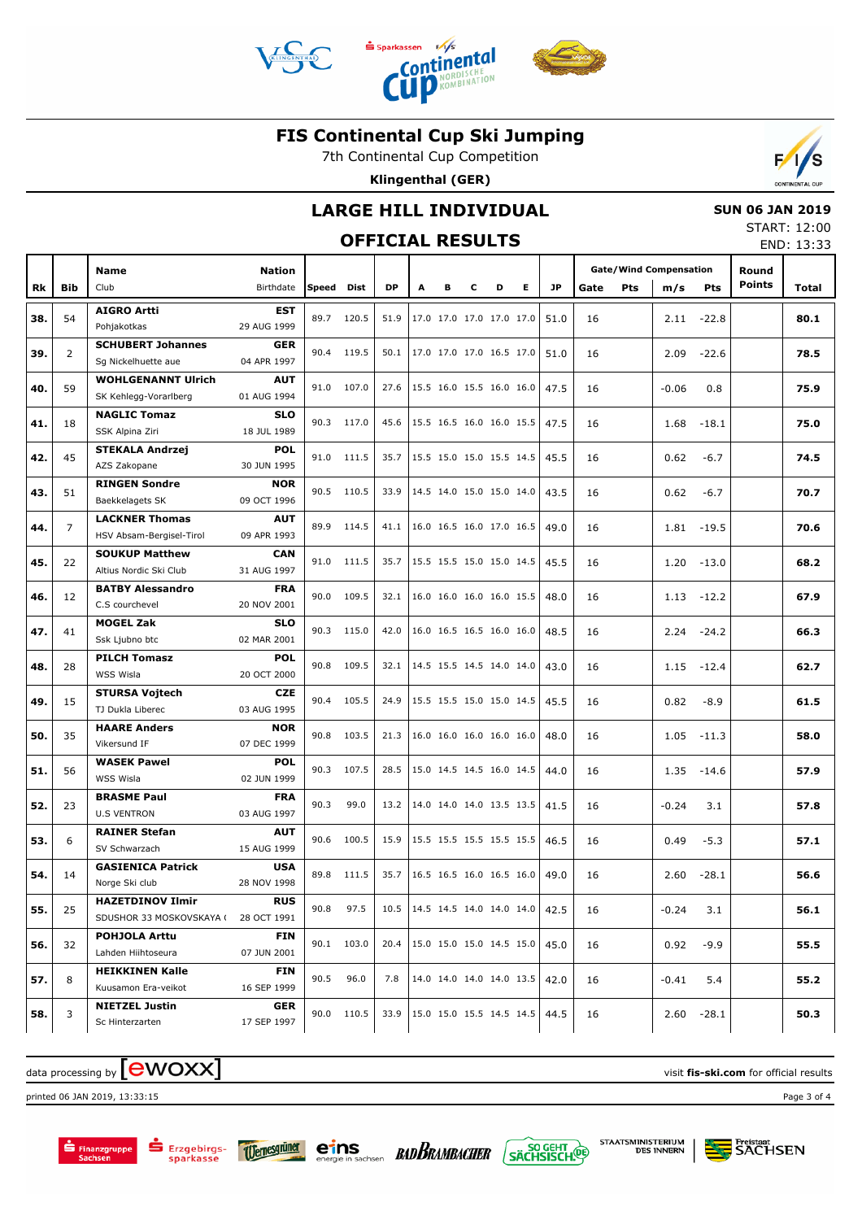# FIS Continental Cup Ski Jumping

7th Continental Cup Competition

**Klingenthal (GER)**

## LARGE HILL INDIVIDUAL

## OFFICIAL RESULTS

**SUN 06 JAN 2019**

START: 12:00

END: 13:33

| Rk | Bib | Name / Club | Nation / Birthdate | Speed | Dist | DP | A | B | C | D | E | JP | Gate | Pts | m/s | Pts | Round Points | Total |
|---|---|---|---|---|---|---|---|---|---|---|---|---|---|---|---|---|---|---|
| | | | | | | | | | | | | | Gate/Wind Compensation | | | | | |
| 38. | 54 | **AIGRO Artti** Pohjakotkas | **EST** 29 AUG 1999 | 89.7 | 120.5 | 51.9 | 17.0 | 17.0 | 17.0 | 17.0 | 17.0 | 51.0 | 16 | | 2.11 | -22.8 | | **80.1** |
| 39. | 2 | **SCHUBERT Johannes** Sg Nickelhuette aue | **GER** 04 APR 1997 | 90.4 | 119.5 | 50.1 | 17.0 | 17.0 | 17.0 | 16.5 | 17.0 | 51.0 | 16 | | 2.09 | -22.6 | | **78.5** |
| 40. | 59 | **WOHLGENANNT Ulrich** SK Kehlegg-Vorarlberg | **AUT** 01 AUG 1994 | 91.0 | 107.0 | 27.6 | 15.5 | 16.0 | 15.5 | 16.0 | 16.0 | 47.5 | 16 | | -0.06 | 0.8 | | **75.9** |
| 41. | 18 | **NAGLIC Tomaz** SSK Alpina Ziri | **SLO** 18 JUL 1989 | 90.3 | 117.0 | 45.6 | 15.5 | 16.5 | 16.0 | 16.0 | 15.5 | 47.5 | 16 | | 1.68 | -18.1 | | **75.0** |
| 42. | 45 | **STEKALA Andrzej** AZS Zakopane | **POL** 30 JUN 1995 | 91.0 | 111.5 | 35.7 | 15.5 | 15.0 | 15.0 | 15.5 | 14.5 | 45.5 | 16 | | 0.62 | -6.7 | | **74.5** |
| 43. | 51 | **RINGEN Sondre** Baekkelagets SK | **NOR** 09 OCT 1996 | 90.5 | 110.5 | 33.9 | 14.5 | 14.0 | 15.0 | 15.0 | 14.0 | 43.5 | 16 | | 0.62 | -6.7 | | **70.7** |
| 44. | 7 | **LACKNER Thomas** HSV Absam-Bergisel-Tirol | **AUT** 09 APR 1993 | 89.9 | 114.5 | 41.1 | 16.0 | 16.5 | 16.0 | 17.0 | 16.5 | 49.0 | 16 | | 1.81 | -19.5 | | **70.6** |
| 45. | 22 | **SOUKUP Matthew** Altius Nordic Ski Club | **CAN** 31 AUG 1997 | 91.0 | 111.5 | 35.7 | 15.5 | 15.5 | 15.0 | 15.0 | 14.5 | 45.5 | 16 | | 1.20 | -13.0 | | **68.2** |
| 46. | 12 | **BATBY Alessandro** C.S courchevel | **FRA** 20 NOV 2001 | 90.0 | 109.5 | 32.1 | 16.0 | 16.0 | 16.0 | 16.0 | 15.5 | 48.0 | 16 | | 1.13 | -12.2 | | **67.9** |
| 47. | 41 | **MOGEL Zak** Ssk Ljubno btc | **SLO** 02 MAR 2001 | 90.3 | 115.0 | 42.0 | 16.0 | 16.5 | 16.5 | 16.0 | 16.0 | 48.5 | 16 | | 2.24 | -24.2 | | **66.3** |
| 48. | 28 | **PILCH Tomasz** WSS Wisla | **POL** 20 OCT 2000 | 90.8 | 109.5 | 32.1 | 14.5 | 15.5 | 14.5 | 14.0 | 14.0 | 43.0 | 16 | | 1.15 | -12.4 | | **62.7** |
| 49. | 15 | **STURSA Vojtech** TJ Dukla Liberec | **CZE** 03 AUG 1995 | 90.4 | 105.5 | 24.9 | 15.5 | 15.5 | 15.0 | 15.0 | 14.5 | 45.5 | 16 | | 0.82 | -8.9 | | **61.5** |
| 50. | 35 | **HAARE Anders** Vikersund IF | **NOR** 07 DEC 1999 | 90.8 | 103.5 | 21.3 | 16.0 | 16.0 | 16.0 | 16.0 | 16.0 | 48.0 | 16 | | 1.05 | -11.3 | | **58.0** |
| 51. | 56 | **WASEK Pawel** WSS Wisla | **POL** 02 JUN 1999 | 90.3 | 107.5 | 28.5 | 15.0 | 14.5 | 14.5 | 16.0 | 14.5 | 44.0 | 16 | | 1.35 | -14.6 | | **57.9** |
| 52. | 23 | **BRASME Paul** U.S VENTRON | **FRA** 03 AUG 1997 | 90.3 | 99.0 | 13.2 | 14.0 | 14.0 | 14.0 | 13.5 | 13.5 | 41.5 | 16 | | -0.24 | 3.1 | | **57.8** |
| 53. | 6 | **RAINER Stefan** SV Schwarzach | **AUT** 15 AUG 1999 | 90.6 | 100.5 | 15.9 | 15.5 | 15.5 | 15.5 | 15.5 | 15.5 | 46.5 | 16 | | 0.49 | -5.3 | | **57.1** |
| 54. | 14 | **GASIENICA Patrick** Norge Ski club | **USA** 28 NOV 1998 | 89.8 | 111.5 | 35.7 | 16.5 | 16.5 | 16.0 | 16.5 | 16.0 | 49.0 | 16 | | 2.60 | -28.1 | | **56.6** |
| 55. | 25 | **HAZETDINOV Ilmir** SDUSHOR 33 MOSKOVSKAYA ( | **RUS** 28 OCT 1991 | 90.8 | 97.5 | 10.5 | 14.5 | 14.5 | 14.0 | 14.0 | 14.0 | 42.5 | 16 | | -0.24 | 3.1 | | **56.1** |
| 56. | 32 | **POHJOLA Arttu** Lahden Hiihtoseura | **FIN** 07 JUN 2001 | 90.1 | 103.0 | 20.4 | 15.0 | 15.0 | 15.0 | 14.5 | 15.0 | 45.0 | 16 | | 0.92 | -9.9 | | **55.5** |
| 57. | 8 | **HEIKKINEN Kalle** Kuusamon Era-veikot | **FIN** 16 SEP 1999 | 90.5 | 96.0 | 7.8 | 14.0 | 14.0 | 14.0 | 14.0 | 13.5 | 42.0 | 16 | | -0.41 | 5.4 | | **55.2** |
| 58. | 3 | **NIETZEL Justin** Sc Hinterzarten | **GER** 17 SEP 1997 | 90.0 | 110.5 | 33.9 | 15.0 | 15.0 | 15.5 | 14.5 | 14.5 | 44.5 | 16 | | 2.60 | -28.1 | | **50.3** |

data processing by ewoxx — visit **fis-ski.com** for official results

printed 06 JAN 2019, 13:33:15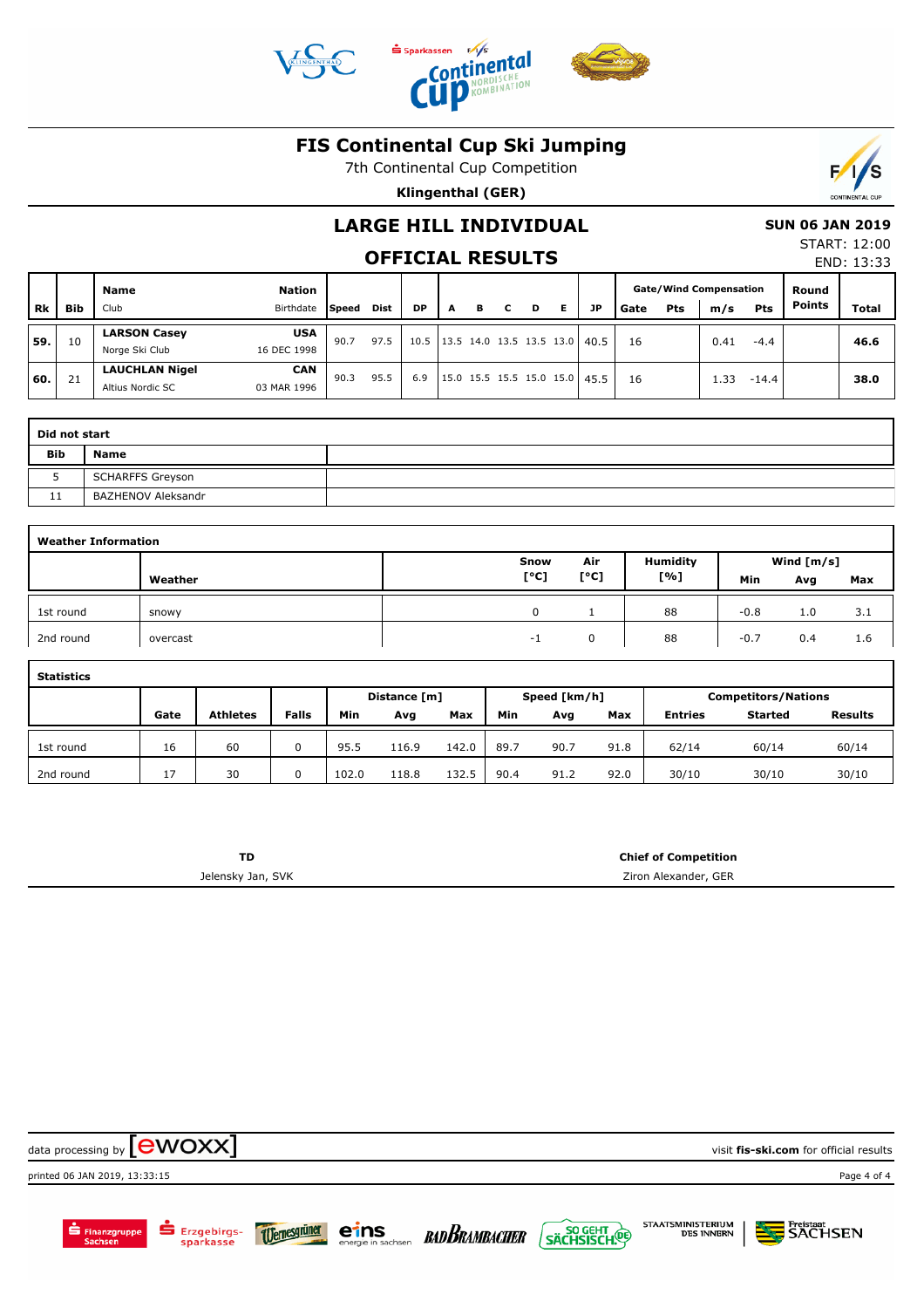# FIS Continental Cup Ski Jumping

7th Continental Cup Competition

**Klingenthal (GER)**

## LARGE HILL INDIVIDUAL

**SUN 06 JAN 2019**

START: 12:00

END: 13:33

## OFFICIAL RESULTS

| Rk | Bib | Name / Club | Nation / Birthdate | Speed | Dist | DP | A | B | C | D | E | JP | Gate | Pts | m/s | Pts | Round Points | Total |
|---|---|---|---|---|---|---|---|---|---|---|---|---|---|---|---|---|---|---|
| 59. | 10 | **LARSON Casey** Norge Ski Club | **USA** 16 DEC 1998 | 90.7 | 97.5 | 10.5 | 13.5 | 14.0 | 13.5 | 13.5 | 13.0 | 40.5 | 16 | | 0.41 | -4.4 | | **46.6** |
| 60. | 21 | **LAUCHLAN Nigel** Altius Nordic SC | **CAN** 03 MAR 1996 | 90.3 | 95.5 | 6.9 | 15.0 | 15.5 | 15.5 | 15.0 | 15.0 | 45.5 | 16 | | 1.33 | -14.4 | | **38.0** |

**Did not start**

| Bib | Name |
|---|---|
| 5 | SCHARFFS Greyson |
| 11 | BAZHENOV Aleksandr |

**Weather Information**

| | Weather | Snow [°C] | Air [°C] | Humidity [%] | Wind [m/s] Min | Avg | Max |
|---|---|---|---|---|---|---|---|
| 1st round | snowy | 0 | 1 | 88 | -0.8 | 1.0 | 3.1 |
| 2nd round | overcast | -1 | 0 | 88 | -0.7 | 0.4 | 1.6 |

**Statistics**

| | Gate | Athletes | Falls | Distance [m] Min | Avg | Max | Speed [km/h] Min | Avg | Max | Competitors/Nations Entries | Started | Results |
|---|---|---|---|---|---|---|---|---|---|---|---|---|
| 1st round | 16 | 60 | 0 | 95.5 | 116.9 | 142.0 | 89.7 | 90.7 | 91.8 | 62/14 | 60/14 | 60/14 |
| 2nd round | 17 | 30 | 0 | 102.0 | 118.8 | 132.5 | 90.4 | 91.2 | 92.0 | 30/10 | 30/10 | 30/10 |

**TD**
Jelensky Jan, SVK

**Chief of Competition**
Ziron Alexander, GER

data processing by [ewoxx]

visit **fis-ski.com** for official results

printed 06 JAN 2019, 13:33:15